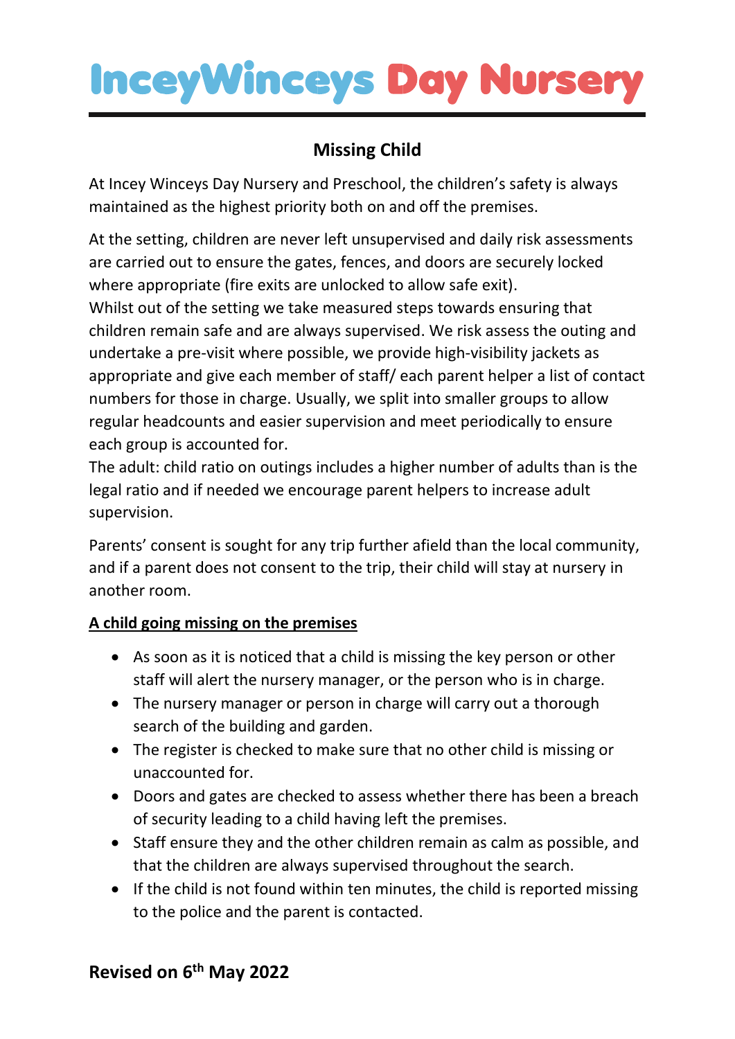# InceyWinceys Day Nursery

## Missing Child

At Incey Winceys Day Nursery and Preschool, the children's safety is always maintained as the highest priority both on and off the premises.

At the setting, children are never left unsupervised and daily risk assessments are carried out to ensure the gates, fences, and doors are securely locked where appropriate (fire exits are unlocked to allow safe exit).
Whilst out of the setting we take measured steps towards ensuring that children remain safe and are always supervised. We risk assess the outing and undertake a pre-visit where possible, we provide high-visibility jackets as appropriate and give each member of staff/ each parent helper a list of contact numbers for those in charge. Usually, we split into smaller groups to allow regular headcounts and easier supervision and meet periodically to ensure each group is accounted for.
The adult: child ratio on outings includes a higher number of adults than is the legal ratio and if needed we encourage parent helpers to increase adult supervision.

Parents' consent is sought for any trip further afield than the local community, and if a parent does not consent to the trip, their child will stay at nursery in another room.

**A child going missing on the premises**

- As soon as it is noticed that a child is missing the key person or other staff will alert the nursery manager, or the person who is in charge.
- The nursery manager or person in charge will carry out a thorough search of the building and garden.
- The register is checked to make sure that no other child is missing or unaccounted for.
- Doors and gates are checked to assess whether there has been a breach of security leading to a child having left the premises.
- Staff ensure they and the other children remain as calm as possible, and that the children are always supervised throughout the search.
- If the child is not found within ten minutes, the child is reported missing to the police and the parent is contacted.

**Revised on 6th May 2022**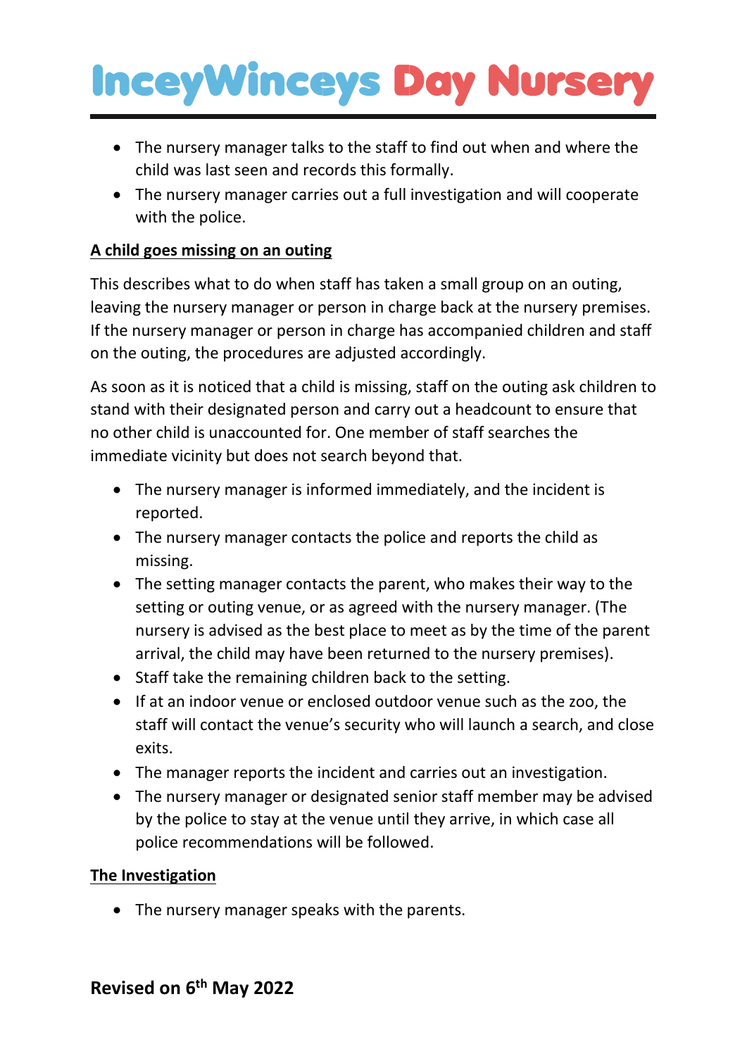- The nursery manager talks to the staff to find out when and where the child was last seen and records this formally.
- The nursery manager carries out a full investigation and will cooperate with the police.

**A child goes missing on an outing**

This describes what to do when staff has taken a small group on an outing, leaving the nursery manager or person in charge back at the nursery premises. If the nursery manager or person in charge has accompanied children and staff on the outing, the procedures are adjusted accordingly.

As soon as it is noticed that a child is missing, staff on the outing ask children to stand with their designated person and carry out a headcount to ensure that no other child is unaccounted for. One member of staff searches the immediate vicinity but does not search beyond that.

- The nursery manager is informed immediately, and the incident is reported.
- The nursery manager contacts the police and reports the child as missing.
- The setting manager contacts the parent, who makes their way to the setting or outing venue, or as agreed with the nursery manager. (The nursery is advised as the best place to meet as by the time of the parent arrival, the child may have been returned to the nursery premises).
- Staff take the remaining children back to the setting.
- If at an indoor venue or enclosed outdoor venue such as the zoo, the staff will contact the venue's security who will launch a search, and close exits.
- The manager reports the incident and carries out an investigation.
- The nursery manager or designated senior staff member may be advised by the police to stay at the venue until they arrive, in which case all police recommendations will be followed.

**The Investigation**

- The nursery manager speaks with the parents.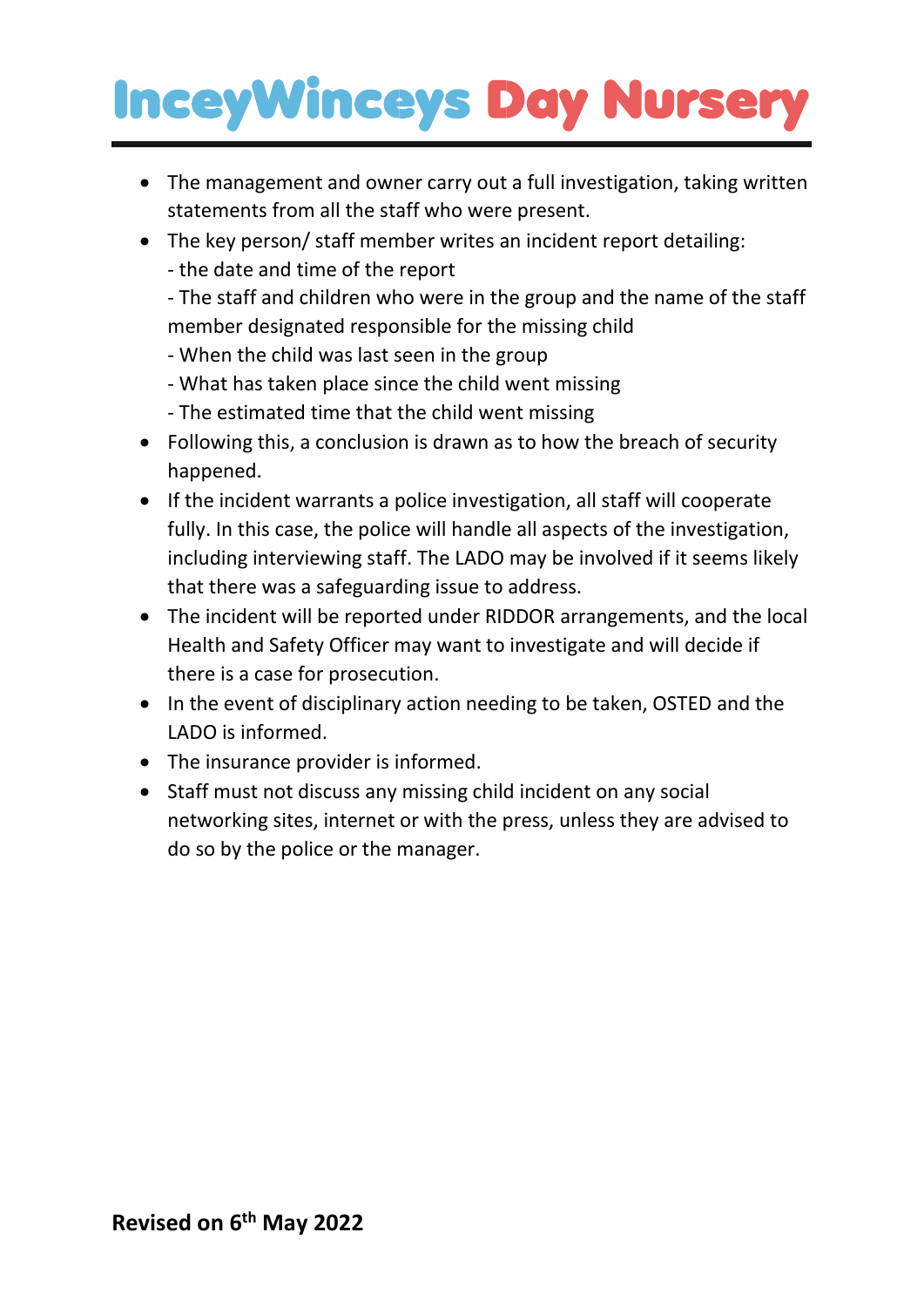- The management and owner carry out a full investigation, taking written statements from all the staff who were present.
- The key person/ staff member writes an incident report detailing:
  - the date and time of the report
  - The staff and children who were in the group and the name of the staff member designated responsible for the missing child
  - When the child was last seen in the group
  - What has taken place since the child went missing
  - The estimated time that the child went missing
- Following this, a conclusion is drawn as to how the breach of security happened.
- If the incident warrants a police investigation, all staff will cooperate fully. In this case, the police will handle all aspects of the investigation, including interviewing staff. The LADO may be involved if it seems likely that there was a safeguarding issue to address.
- The incident will be reported under RIDDOR arrangements, and the local Health and Safety Officer may want to investigate and will decide if there is a case for prosecution.
- In the event of disciplinary action needing to be taken, OSTED and the LADO is informed.
- The insurance provider is informed.
- Staff must not discuss any missing child incident on any social networking sites, internet or with the press, unless they are advised to do so by the police or the manager.

**Revised on 6th May 2022**